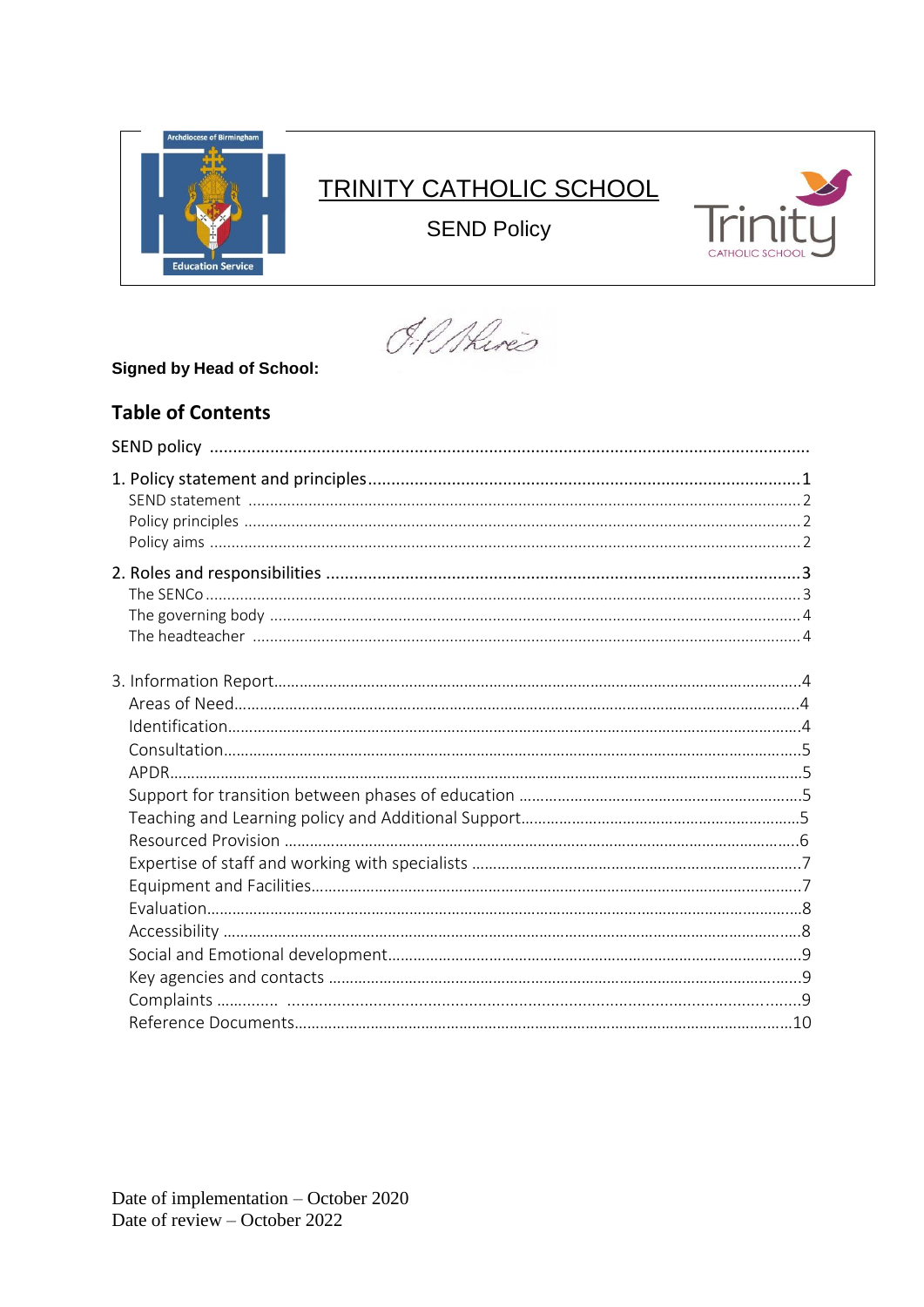# TRINITY CATHOLIC SCHOOL

## SEND Policy

**Signed by Head of School:**

## Table of Contents

SEND policy ....................................................................................................................

1. Policy statement and principles ........................................................................................ 1
   - SEND statement ........................................................................................................ 2
   - Policy principles ........................................................................................................ 2
   - Policy aims ................................................................................................................ 2
2. Roles and responsibilities ................................................................................................ 3
   - The SENCo ................................................................................................................ 3
   - The governing body ................................................................................................... 4
   - The headteacher ........................................................................................................ 4
3. Information Report .......................................................................................................... 4
   - Areas of Need ............................................................................................................ 4
   - Identification .............................................................................................................. 4
   - Consultation ............................................................................................................... 5
   - APDR ......................................................................................................................... 5
   - Support for transition between phases of education .................................................... 5
   - Teaching and Learning policy and Additional Support .................................................. 5
   - Resourced Provision .................................................................................................... 6
   - Expertise of staff and working with specialists ............................................................. 7
   - Equipment and Facilities .............................................................................................. 7
   - Evaluation ................................................................................................................... 8
   - Accessibility ................................................................................................................ 8
   - Social and Emotional development .............................................................................. 9
   - Key agencies and contacts ........................................................................................... 9
   - Complaints .................................................................................................................. 9
   - Reference Documents ................................................................................................. 10

Date of implementation – October 2020
Date of review – October 2022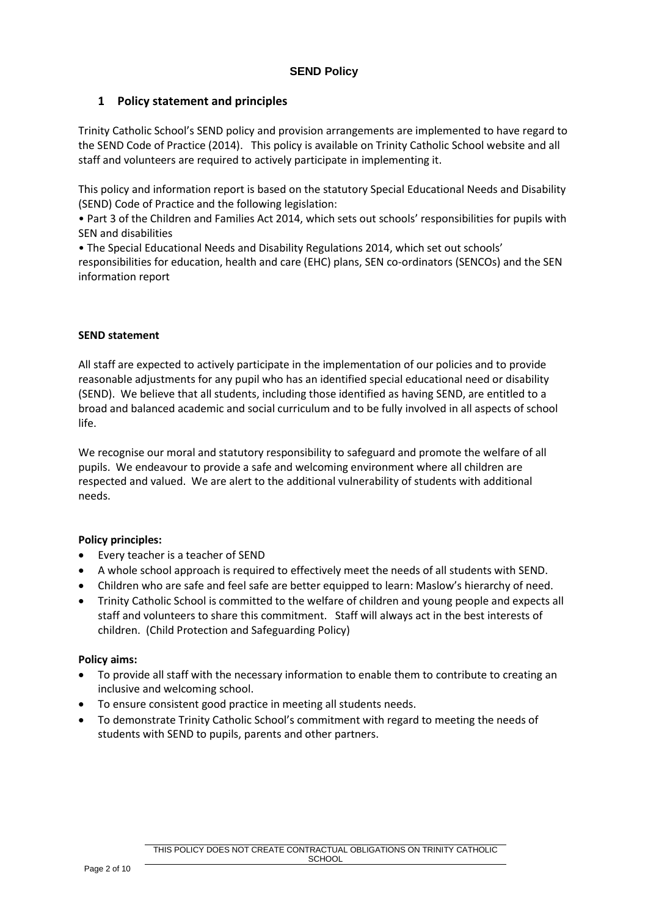**SEND Policy**

## 1 Policy statement and principles

Trinity Catholic School's SEND policy and provision arrangements are implemented to have regard to the SEND Code of Practice (2014). This policy is available on Trinity Catholic School website and all staff and volunteers are required to actively participate in implementing it.

This policy and information report is based on the statutory Special Educational Needs and Disability (SEND) Code of Practice and the following legislation:

• Part 3 of the Children and Families Act 2014, which sets out schools' responsibilities for pupils with SEN and disabilities

• The Special Educational Needs and Disability Regulations 2014, which set out schools' responsibilities for education, health and care (EHC) plans, SEN co-ordinators (SENCOs) and the SEN information report

**SEND statement**

All staff are expected to actively participate in the implementation of our policies and to provide reasonable adjustments for any pupil who has an identified special educational need or disability (SEND). We believe that all students, including those identified as having SEND, are entitled to a broad and balanced academic and social curriculum and to be fully involved in all aspects of school life.

We recognise our moral and statutory responsibility to safeguard and promote the welfare of all pupils. We endeavour to provide a safe and welcoming environment where all children are respected and valued. We are alert to the additional vulnerability of students with additional needs.

**Policy principles:**

- Every teacher is a teacher of SEND
- A whole school approach is required to effectively meet the needs of all students with SEND.
- Children who are safe and feel safe are better equipped to learn: Maslow's hierarchy of need.
- Trinity Catholic School is committed to the welfare of children and young people and expects all staff and volunteers to share this commitment. Staff will always act in the best interests of children. (Child Protection and Safeguarding Policy)

**Policy aims:**

- To provide all staff with the necessary information to enable them to contribute to creating an inclusive and welcoming school.
- To ensure consistent good practice in meeting all students needs.
- To demonstrate Trinity Catholic School's commitment with regard to meeting the needs of students with SEND to pupils, parents and other partners.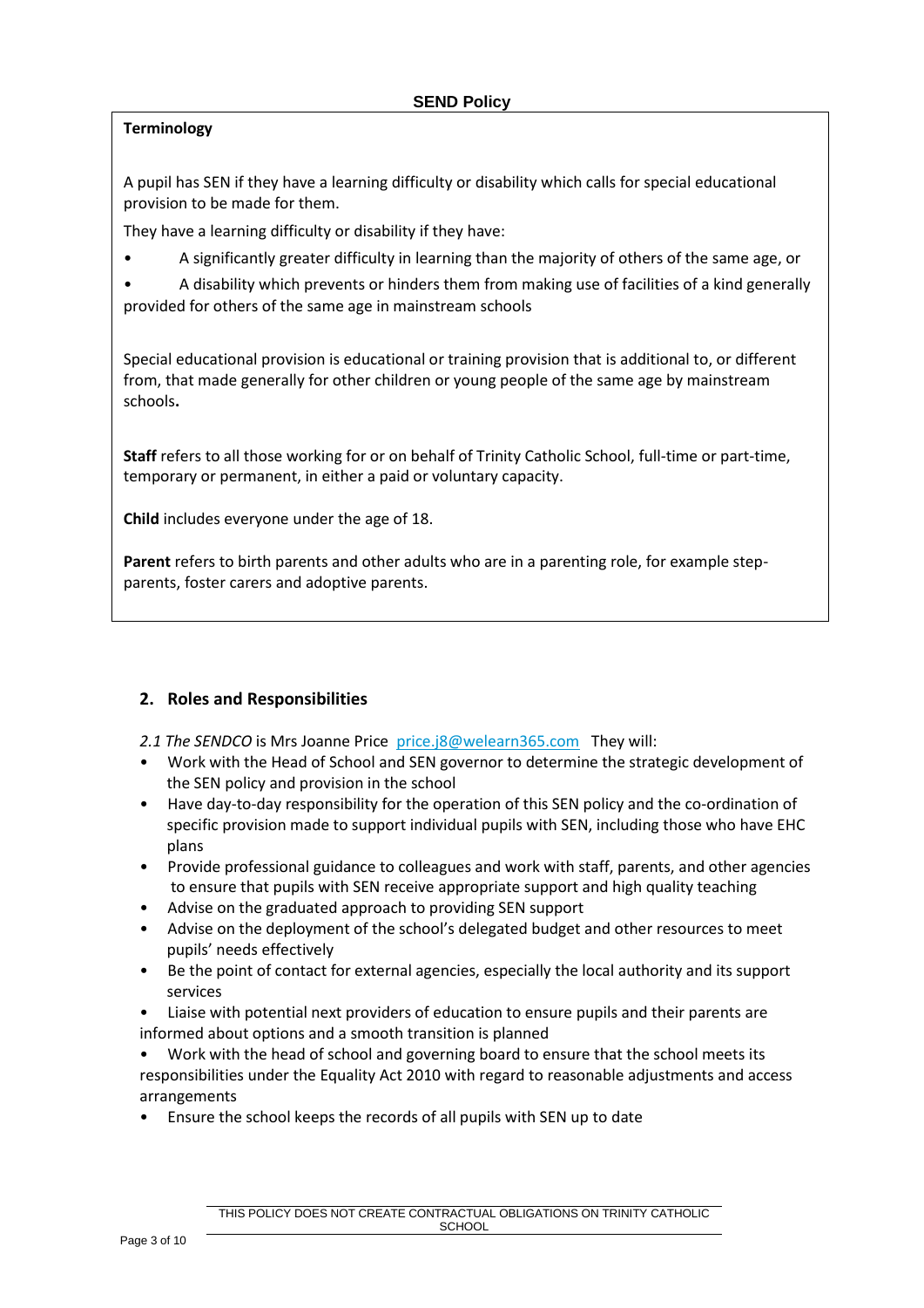**SEND Policy**

**Terminology**

A pupil has SEN if they have a learning difficulty or disability which calls for special educational provision to be made for them.

They have a learning difficulty or disability if they have:

- A significantly greater difficulty in learning than the majority of others of the same age, or
- A disability which prevents or hinders them from making use of facilities of a kind generally provided for others of the same age in mainstream schools

Special educational provision is educational or training provision that is additional to, or different from, that made generally for other children or young people of the same age by mainstream schools**.**

**Staff** refers to all those working for or on behalf of Trinity Catholic School, full-time or part-time, temporary or permanent, in either a paid or voluntary capacity.

**Child** includes everyone under the age of 18.

**Parent** refers to birth parents and other adults who are in a parenting role, for example step-parents, foster carers and adoptive parents.

## 2. Roles and Responsibilities

*2.1 The SENDCO* is Mrs Joanne Price [price.j8@welearn365.com](mailto:price.j8@welearn365.com) They will:

- Work with the Head of School and SEN governor to determine the strategic development of the SEN policy and provision in the school
- Have day-to-day responsibility for the operation of this SEN policy and the co-ordination of specific provision made to support individual pupils with SEN, including those who have EHC plans
- Provide professional guidance to colleagues and work with staff, parents, and other agencies to ensure that pupils with SEN receive appropriate support and high quality teaching
- Advise on the graduated approach to providing SEN support
- Advise on the deployment of the school's delegated budget and other resources to meet pupils' needs effectively
- Be the point of contact for external agencies, especially the local authority and its support services
- Liaise with potential next providers of education to ensure pupils and their parents are informed about options and a smooth transition is planned
- Work with the head of school and governing board to ensure that the school meets its responsibilities under the Equality Act 2010 with regard to reasonable adjustments and access arrangements
- Ensure the school keeps the records of all pupils with SEN up to date

THIS POLICY DOES NOT CREATE CONTRACTUAL OBLIGATIONS ON TRINITY CATHOLIC SCHOOL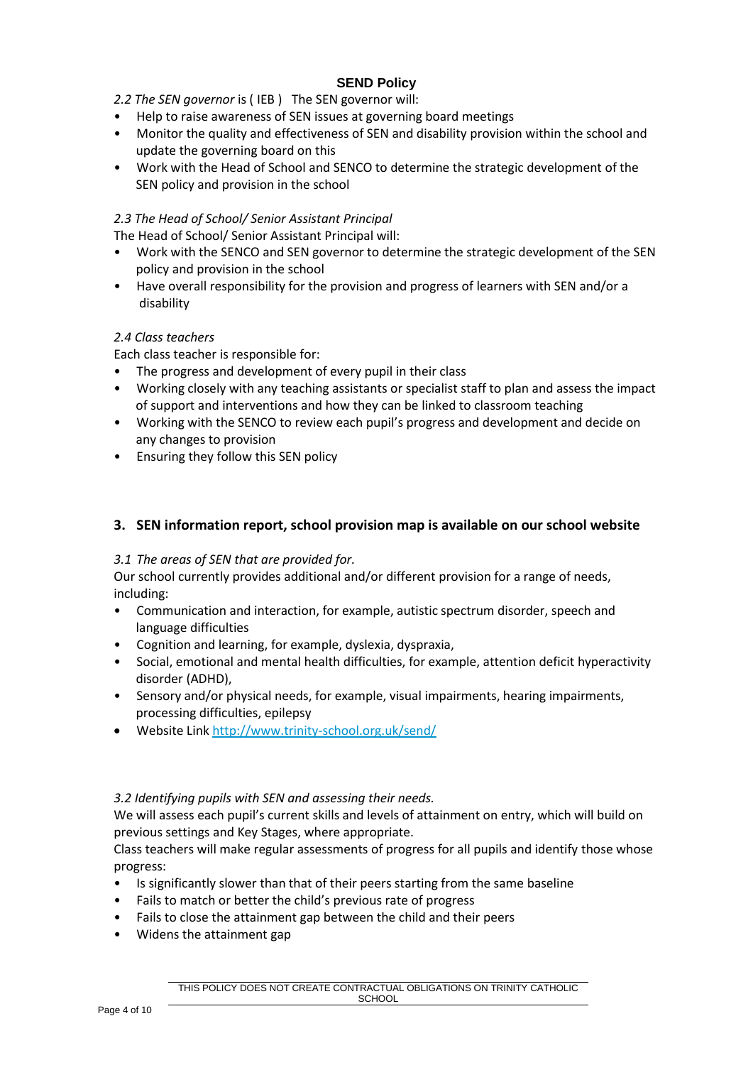## SEND Policy

*2.2 The SEN governor* is ( IEB )   The SEN governor will:

- Help to raise awareness of SEN issues at governing board meetings
- Monitor the quality and effectiveness of SEN and disability provision within the school and update the governing board on this
- Work with the Head of School and SENCO to determine the strategic development of the SEN policy and provision in the school

*2.3 The Head of School/ Senior Assistant Principal*

The Head of School/ Senior Assistant Principal will:

- Work with the SENCO and SEN governor to determine the strategic development of the SEN policy and provision in the school
- Have overall responsibility for the provision and progress of learners with SEN and/or a disability

*2.4 Class teachers*

Each class teacher is responsible for:

- The progress and development of every pupil in their class
- Working closely with any teaching assistants or specialist staff to plan and assess the impact of support and interventions and how they can be linked to classroom teaching
- Working with the SENCO to review each pupil's progress and development and decide on any changes to provision
- Ensuring they follow this SEN policy

### 3. SEN information report, school provision map is available on our school website

*3.1 The areas of SEN that are provided for.*

Our school currently provides additional and/or different provision for a range of needs, including:

- Communication and interaction, for example, autistic spectrum disorder, speech and language difficulties
- Cognition and learning, for example, dyslexia, dyspraxia,
- Social, emotional and mental health difficulties, for example, attention deficit hyperactivity disorder (ADHD),
- Sensory and/or physical needs, for example, visual impairments, hearing impairments, processing difficulties, epilepsy
- Website Link [http://www.trinity-school.org.uk/send/](http://www.trinity-school.org.uk/send/)

*3.2 Identifying pupils with SEN and assessing their needs.*

We will assess each pupil's current skills and levels of attainment on entry, which will build on previous settings and Key Stages, where appropriate.

Class teachers will make regular assessments of progress for all pupils and identify those whose progress:

- Is significantly slower than that of their peers starting from the same baseline
- Fails to match or better the child's previous rate of progress
- Fails to close the attainment gap between the child and their peers
- Widens the attainment gap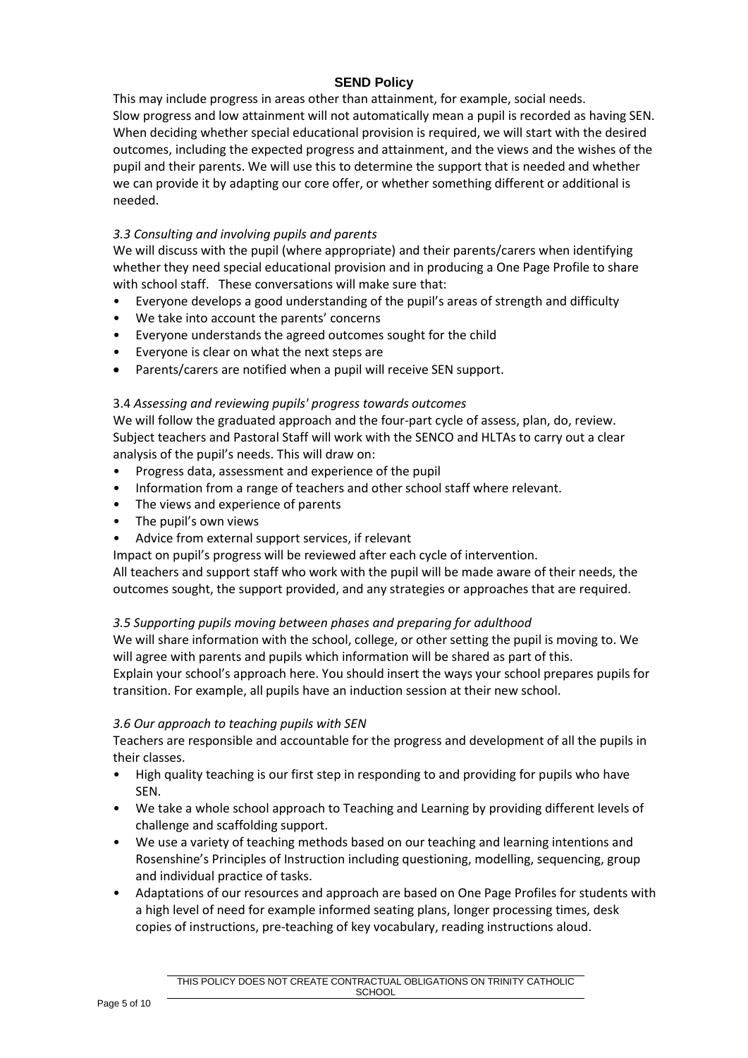This may include progress in areas other than attainment, for example, social needs.
Slow progress and low attainment will not automatically mean a pupil is recorded as having SEN.
When deciding whether special educational provision is required, we will start with the desired outcomes, including the expected progress and attainment, and the views and the wishes of the pupil and their parents. We will use this to determine the support that is needed and whether we can provide it by adapting our core offer, or whether something different or additional is needed.

*3.3 Consulting and involving pupils and parents*

We will discuss with the pupil (where appropriate) and their parents/carers when identifying whether they need special educational provision and in producing a One Page Profile to share with school staff. These conversations will make sure that:

- Everyone develops a good understanding of the pupil's areas of strength and difficulty
- We take into account the parents' concerns
- Everyone understands the agreed outcomes sought for the child
- Everyone is clear on what the next steps are
- Parents/carers are notified when a pupil will receive SEN support.

3.4 *Assessing and reviewing pupils' progress towards outcomes*

We will follow the graduated approach and the four-part cycle of assess, plan, do, review.
Subject teachers and Pastoral Staff will work with the SENCO and HLTAs to carry out a clear analysis of the pupil's needs. This will draw on:

- Progress data, assessment and experience of the pupil
- Information from a range of teachers and other school staff where relevant.
- The views and experience of parents
- The pupil's own views
- Advice from external support services, if relevant

Impact on pupil's progress will be reviewed after each cycle of intervention.
All teachers and support staff who work with the pupil will be made aware of their needs, the outcomes sought, the support provided, and any strategies or approaches that are required.

*3.5 Supporting pupils moving between phases and preparing for adulthood*

We will share information with the school, college, or other setting the pupil is moving to. We will agree with parents and pupils which information will be shared as part of this.
Explain your school's approach here. You should insert the ways your school prepares pupils for transition. For example, all pupils have an induction session at their new school.

*3.6 Our approach to teaching pupils with SEN*

Teachers are responsible and accountable for the progress and development of all the pupils in their classes.

- High quality teaching is our first step in responding to and providing for pupils who have SEN.
- We take a whole school approach to Teaching and Learning by providing different levels of challenge and scaffolding support.
- We use a variety of teaching methods based on our teaching and learning intentions and Rosenshine's Principles of Instruction including questioning, modelling, sequencing, group and individual practice of tasks.
- Adaptations of our resources and approach are based on One Page Profiles for students with a high level of need for example informed seating plans, longer processing times, desk copies of instructions, pre-teaching of key vocabulary, reading instructions aloud.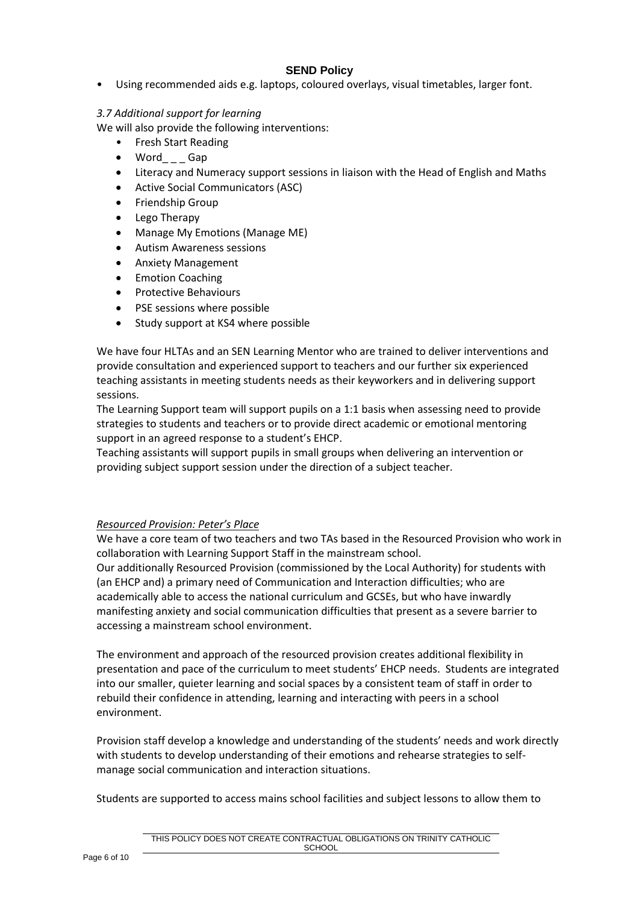- Using recommended aids e.g. laptops, coloured overlays, visual timetables, larger font.

*3.7 Additional support for learning*

We will also provide the following interventions:

- Fresh Start Reading
- Word_ _ _ Gap
- Literacy and Numeracy support sessions in liaison with the Head of English and Maths
- Active Social Communicators (ASC)
- Friendship Group
- Lego Therapy
- Manage My Emotions (Manage ME)
- Autism Awareness sessions
- Anxiety Management
- Emotion Coaching
- Protective Behaviours
- PSE sessions where possible
- Study support at KS4 where possible

We have four HLTAs and an SEN Learning Mentor who are trained to deliver interventions and provide consultation and experienced support to teachers and our further six experienced teaching assistants in meeting students needs as their keyworkers and in delivering support sessions.

The Learning Support team will support pupils on a 1:1 basis when assessing need to provide strategies to students and teachers or to provide direct academic or emotional mentoring support in an agreed response to a student's EHCP.

Teaching assistants will support pupils in small groups when delivering an intervention or providing subject support session under the direction of a subject teacher.

*Resourced Provision: Peter's Place*

We have a core team of two teachers and two TAs based in the Resourced Provision who work in collaboration with Learning Support Staff in the mainstream school.

Our additionally Resourced Provision (commissioned by the Local Authority) for students with (an EHCP and) a primary need of Communication and Interaction difficulties; who are academically able to access the national curriculum and GCSEs, but who have inwardly manifesting anxiety and social communication difficulties that present as a severe barrier to accessing a mainstream school environment.

The environment and approach of the resourced provision creates additional flexibility in presentation and pace of the curriculum to meet students' EHCP needs. Students are integrated into our smaller, quieter learning and social spaces by a consistent team of staff in order to rebuild their confidence in attending, learning and interacting with peers in a school environment.

Provision staff develop a knowledge and understanding of the students' needs and work directly with students to develop understanding of their emotions and rehearse strategies to self-manage social communication and interaction situations.

Students are supported to access mains school facilities and subject lessons to allow them to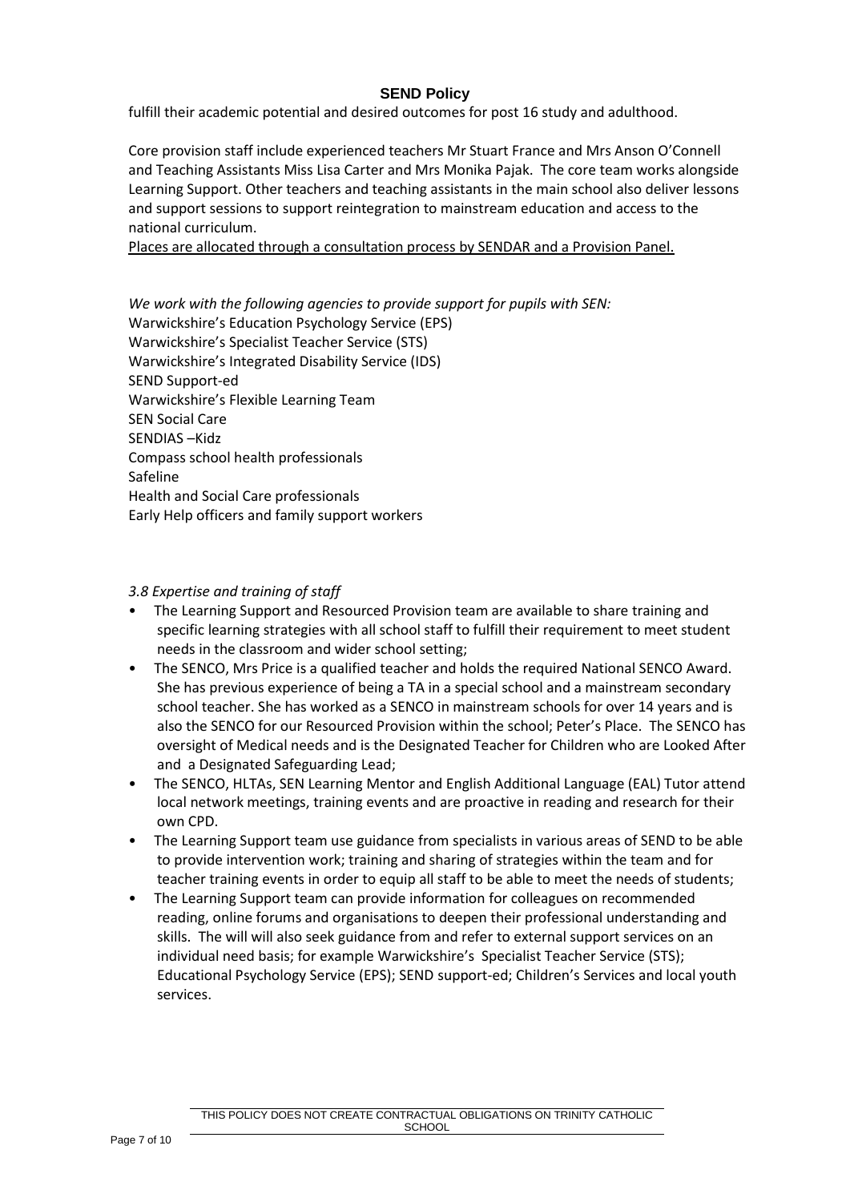fulfill their academic potential and desired outcomes for post 16 study and adulthood.

Core provision staff include experienced teachers Mr Stuart France and Mrs Anson O'Connell and Teaching Assistants Miss Lisa Carter and Mrs Monika Pajak. The core team works alongside Learning Support. Other teachers and teaching assistants in the main school also deliver lessons and support sessions to support reintegration to mainstream education and access to the national curriculum.

<u>Places are allocated through a consultation process by SENDAR and a Provision Panel.</u>

*We work with the following agencies to provide support for pupils with SEN:*
Warwickshire's Education Psychology Service (EPS)
Warwickshire's Specialist Teacher Service (STS)
Warwickshire's Integrated Disability Service (IDS)
SEND Support-ed
Warwickshire's Flexible Learning Team
SEN Social Care
SENDIAS –Kidz
Compass school health professionals
Safeline
Health and Social Care professionals
Early Help officers and family support workers

*3.8 Expertise and training of staff*

- The Learning Support and Resourced Provision team are available to share training and specific learning strategies with all school staff to fulfill their requirement to meet student needs in the classroom and wider school setting;
- The SENCO, Mrs Price is a qualified teacher and holds the required National SENCO Award. She has previous experience of being a TA in a special school and a mainstream secondary school teacher. She has worked as a SENCO in mainstream schools for over 14 years and is also the SENCO for our Resourced Provision within the school; Peter's Place. The SENCO has oversight of Medical needs and is the Designated Teacher for Children who are Looked After and a Designated Safeguarding Lead;
- The SENCO, HLTAs, SEN Learning Mentor and English Additional Language (EAL) Tutor attend local network meetings, training events and are proactive in reading and research for their own CPD.
- The Learning Support team use guidance from specialists in various areas of SEND to be able to provide intervention work; training and sharing of strategies within the team and for teacher training events in order to equip all staff to be able to meet the needs of students;
- The Learning Support team can provide information for colleagues on recommended reading, online forums and organisations to deepen their professional understanding and skills. The will will also seek guidance from and refer to external support services on an individual need basis; for example Warwickshire's Specialist Teacher Service (STS); Educational Psychology Service (EPS); SEND support-ed; Children's Services and local youth services.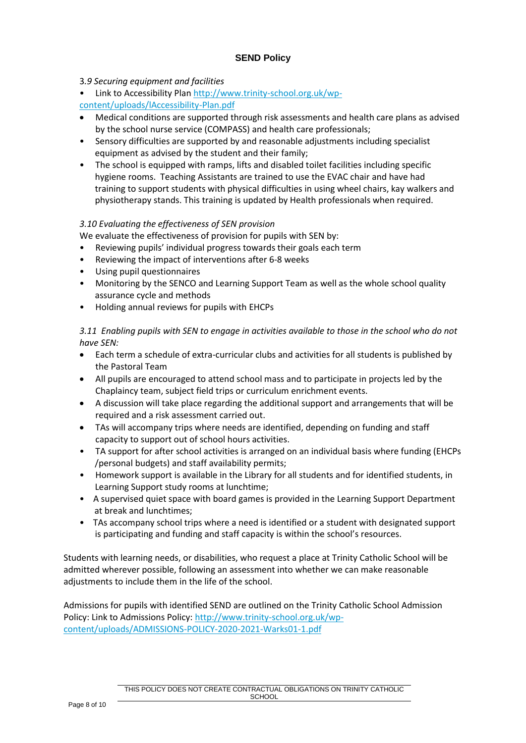3.*9 Securing equipment and facilities*

- Link to Accessibility Plan [http://www.trinity-school.org.uk/wp-content/uploads/lAccessibility-Plan.pdf](http://www.trinity-school.org.uk/wp-content/uploads/lAccessibility-Plan.pdf)
- Medical conditions are supported through risk assessments and health care plans as advised by the school nurse service (COMPASS) and health care professionals;
- Sensory difficulties are supported by and reasonable adjustments including specialist equipment as advised by the student and their family;
- The school is equipped with ramps, lifts and disabled toilet facilities including specific hygiene rooms. Teaching Assistants are trained to use the EVAC chair and have had training to support students with physical difficulties in using wheel chairs, kay walkers and physiotherapy stands. This training is updated by Health professionals when required.

*3.10 Evaluating the effectiveness of SEN provision*

We evaluate the effectiveness of provision for pupils with SEN by:

- Reviewing pupils' individual progress towards their goals each term
- Reviewing the impact of interventions after 6-8 weeks
- Using pupil questionnaires
- Monitoring by the SENCO and Learning Support Team as well as the whole school quality assurance cycle and methods
- Holding annual reviews for pupils with EHCPs

*3.11 Enabling pupils with SEN to engage in activities available to those in the school who do not have SEN:*

- Each term a schedule of extra-curricular clubs and activities for all students is published by the Pastoral Team
- All pupils are encouraged to attend school mass and to participate in projects led by the Chaplaincy team, subject field trips or curriculum enrichment events.
- A discussion will take place regarding the additional support and arrangements that will be required and a risk assessment carried out.
- TAs will accompany trips where needs are identified, depending on funding and staff capacity to support out of school hours activities.
- TA support for after school activities is arranged on an individual basis where funding (EHCPs /personal budgets) and staff availability permits;
- Homework support is available in the Library for all students and for identified students, in Learning Support study rooms at lunchtime;
- A supervised quiet space with board games is provided in the Learning Support Department at break and lunchtimes;
- TAs accompany school trips where a need is identified or a student with designated support is participating and funding and staff capacity is within the school's resources.

Students with learning needs, or disabilities, who request a place at Trinity Catholic School will be admitted wherever possible, following an assessment into whether we can make reasonable adjustments to include them in the life of the school.

Admissions for pupils with identified SEND are outlined on the Trinity Catholic School Admission Policy: Link to Admissions Policy: [http://www.trinity-school.org.uk/wp-content/uploads/ADMISSIONS-POLICY-2020-2021-Warks01-1.pdf](http://www.trinity-school.org.uk/wp-content/uploads/ADMISSIONS-POLICY-2020-2021-Warks01-1.pdf)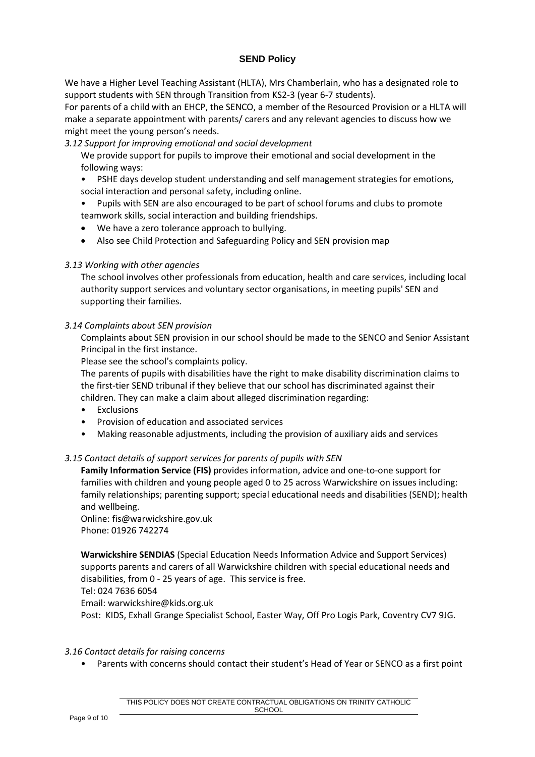## SEND Policy

We have a Higher Level Teaching Assistant (HLTA), Mrs Chamberlain, who has a designated role to support students with SEN through Transition from KS2-3 (year 6-7 students).

For parents of a child with an EHCP, the SENCO, a member of the Resourced Provision or a HLTA will make a separate appointment with parents/ carers and any relevant agencies to discuss how we might meet the young person's needs.

*3.12 Support for improving emotional and social development*

We provide support for pupils to improve their emotional and social development in the following ways:

- PSHE days develop student understanding and self management strategies for emotions, social interaction and personal safety, including online.
- Pupils with SEN are also encouraged to be part of school forums and clubs to promote teamwork skills, social interaction and building friendships.
- We have a zero tolerance approach to bullying.
- Also see Child Protection and Safeguarding Policy and SEN provision map

*3.13 Working with other agencies*

The school involves other professionals from education, health and care services, including local authority support services and voluntary sector organisations, in meeting pupils' SEN and supporting their families.

*3.14 Complaints about SEN provision*

Complaints about SEN provision in our school should be made to the SENCO and Senior Assistant Principal in the first instance.

Please see the school's complaints policy.

The parents of pupils with disabilities have the right to make disability discrimination claims to the first-tier SEND tribunal if they believe that our school has discriminated against their children. They can make a claim about alleged discrimination regarding:

- Exclusions
- Provision of education and associated services
- Making reasonable adjustments, including the provision of auxiliary aids and services

*3.15 Contact details of support services for parents of pupils with SEN*

**Family Information Service (FIS)** provides information, advice and one-to-one support for families with children and young people aged 0 to 25 across Warwickshire on issues including: family relationships; parenting support; special educational needs and disabilities (SEND); health and wellbeing.

Online: fis@warwickshire.gov.uk
Phone: 01926 742274

**Warwickshire SENDIAS** (Special Education Needs Information Advice and Support Services) supports parents and carers of all Warwickshire children with special educational needs and disabilities, from 0 - 25 years of age. This service is free.

Tel: 024 7636 6054
Email: warwickshire@kids.org.uk
Post: KIDS, Exhall Grange Specialist School, Easter Way, Off Pro Logis Park, Coventry CV7 9JG.

*3.16 Contact details for raising concerns*

- Parents with concerns should contact their student's Head of Year or SENCO as a first point

THIS POLICY DOES NOT CREATE CONTRACTUAL OBLIGATIONS ON TRINITY CATHOLIC SCHOOL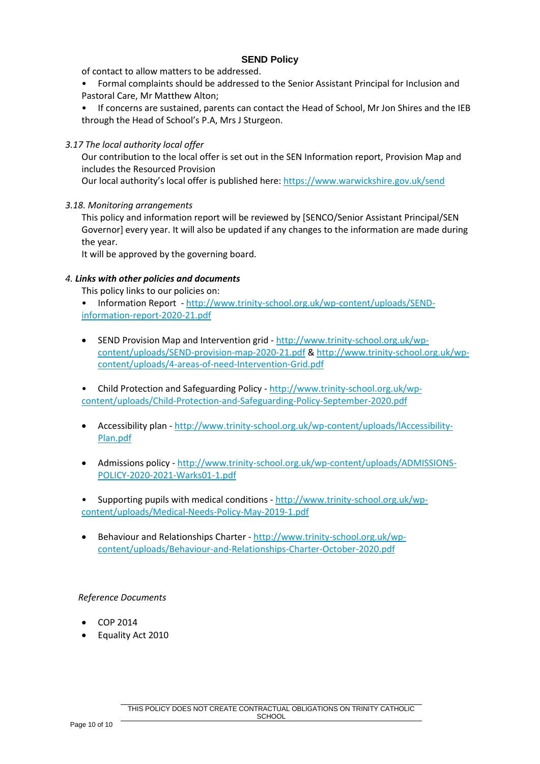of contact to allow matters to be addressed.

- Formal complaints should be addressed to the Senior Assistant Principal for Inclusion and Pastoral Care, Mr Matthew Alton;
- If concerns are sustained, parents can contact the Head of School, Mr Jon Shires and the IEB through the Head of School's P.A, Mrs J Sturgeon.

*3.17 The local authority local offer*

Our contribution to the local offer is set out in the SEN Information report, Provision Map and includes the Resourced Provision

Our local authority's local offer is published here: https://www.warwickshire.gov.uk/send

*3.18. Monitoring arrangements*

This policy and information report will be reviewed by [SENCO/Senior Assistant Principal/SEN Governor] every year. It will also be updated if any changes to the information are made during the year.

It will be approved by the governing board.

## *4. Links with other policies and documents*

This policy links to our policies on:

- Information Report - http://www.trinity-school.org.uk/wp-content/uploads/SEND-information-report-2020-21.pdf
- SEND Provision Map and Intervention grid - http://www.trinity-school.org.uk/wp-content/uploads/SEND-provision-map-2020-21.pdf & http://www.trinity-school.org.uk/wp-content/uploads/4-areas-of-need-Intervention-Grid.pdf
- Child Protection and Safeguarding Policy - http://www.trinity-school.org.uk/wp-content/uploads/Child-Protection-and-Safeguarding-Policy-September-2020.pdf
- Accessibility plan - http://www.trinity-school.org.uk/wp-content/uploads/lAccessibility-Plan.pdf
- Admissions policy - http://www.trinity-school.org.uk/wp-content/uploads/ADMISSIONS-POLICY-2020-2021-Warks01-1.pdf
- Supporting pupils with medical conditions - http://www.trinity-school.org.uk/wp-content/uploads/Medical-Needs-Policy-May-2019-1.pdf
- Behaviour and Relationships Charter - http://www.trinity-school.org.uk/wp-content/uploads/Behaviour-and-Relationships-Charter-October-2020.pdf

*Reference Documents*

- COP 2014
- Equality Act 2010